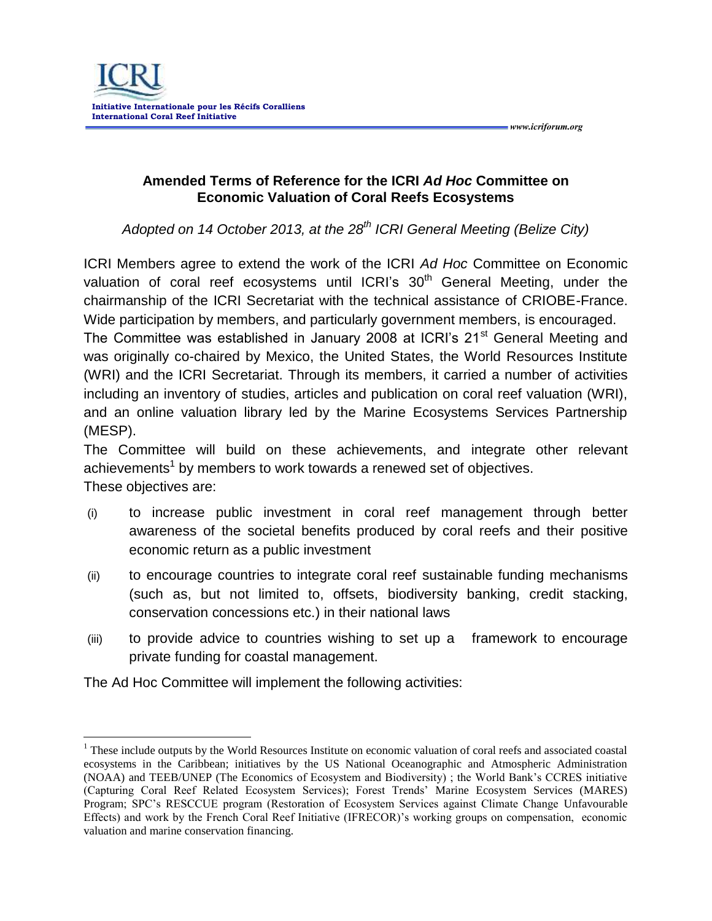# Amended Terms of Reference for the ICRI *Ad Hoc* Committee on Economic Valuation of Coral Reefs Ecosystems

*Adopted on 14 October 2013, at the 28th ICRI General Meeting (Belize City)*

ICRI Members agree to extend the work of the ICRI *Ad Hoc* Committee on Economic valuation of coral reef ecosystems until ICRI's 30th General Meeting, under the chairmanship of the ICRI Secretariat with the technical assistance of CRIOBE-France. Wide participation by members, and particularly government members, is encouraged.

The Committee was established in January 2008 at ICRI's 21st General Meeting and was originally co-chaired by Mexico, the United States, the World Resources Institute (WRI) and the ICRI Secretariat. Through its members, it carried a number of activities including an inventory of studies, articles and publication on coral reef valuation (WRI), and an online valuation library led by the Marine Ecosystems Services Partnership (MESP).

The Committee will build on these achievements, and integrate other relevant achievements[1] by members to work towards a renewed set of objectives.

These objectives are:

(i) to increase public investment in coral reef management through better awareness of the societal benefits produced by coral reefs and their positive economic return as a public investment

(ii) to encourage countries to integrate coral reef sustainable funding mechanisms (such as, but not limited to, offsets, biodiversity banking, credit stacking, conservation concessions etc.) in their national laws

(iii) to provide advice to countries wishing to set up a framework to encourage private funding for coastal management.

The Ad Hoc Committee will implement the following activities:

---

[1] These include outputs by the World Resources Institute on economic valuation of coral reefs and associated coastal ecosystems in the Caribbean; initiatives by the US National Oceanographic and Atmospheric Administration (NOAA) and TEEB/UNEP (The Economics of Ecosystem and Biodiversity) ; the World Bank's CCRES initiative (Capturing Coral Reef Related Ecosystem Services); Forest Trends' Marine Ecosystem Services (MARES) Program; SPC's RESCCUE program (Restoration of Ecosystem Services against Climate Change Unfavourable Effects) and work by the French Coral Reef Initiative (IFRECOR)'s working groups on compensation, economic valuation and marine conservation financing.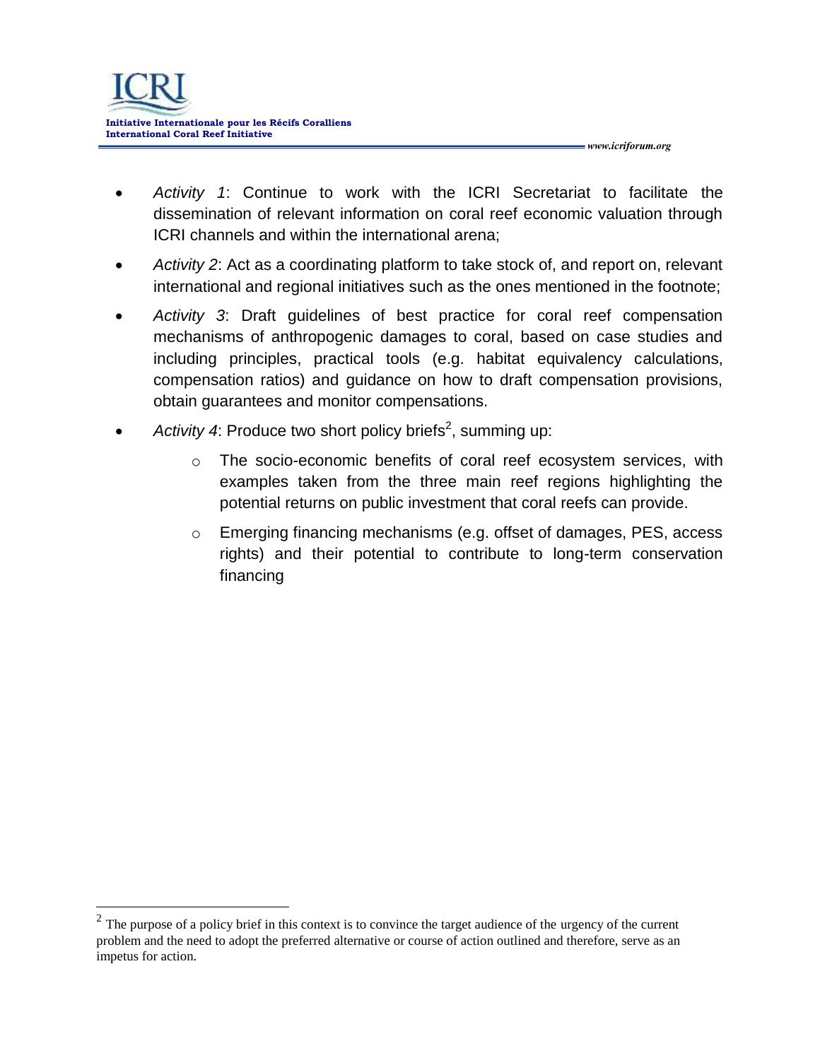- *Activity 1*: Continue to work with the ICRI Secretariat to facilitate the dissemination of relevant information on coral reef economic valuation through ICRI channels and within the international arena;
- *Activity 2*: Act as a coordinating platform to take stock of, and report on, relevant international and regional initiatives such as the ones mentioned in the footnote;
- *Activity 3*: Draft guidelines of best practice for coral reef compensation mechanisms of anthropogenic damages to coral, based on case studies and including principles, practical tools (e.g. habitat equivalency calculations, compensation ratios) and guidance on how to draft compensation provisions, obtain guarantees and monitor compensations.
- *Activity 4*: Produce two short policy briefs[2], summing up:
    - The socio-economic benefits of coral reef ecosystem services, with examples taken from the three main reef regions highlighting the potential returns on public investment that coral reefs can provide.
    - Emerging financing mechanisms (e.g. offset of damages, PES, access rights) and their potential to contribute to long-term conservation financing

---

[2] The purpose of a policy brief in this context is to convince the target audience of the urgency of the current problem and the need to adopt the preferred alternative or course of action outlined and therefore, serve as an impetus for action.